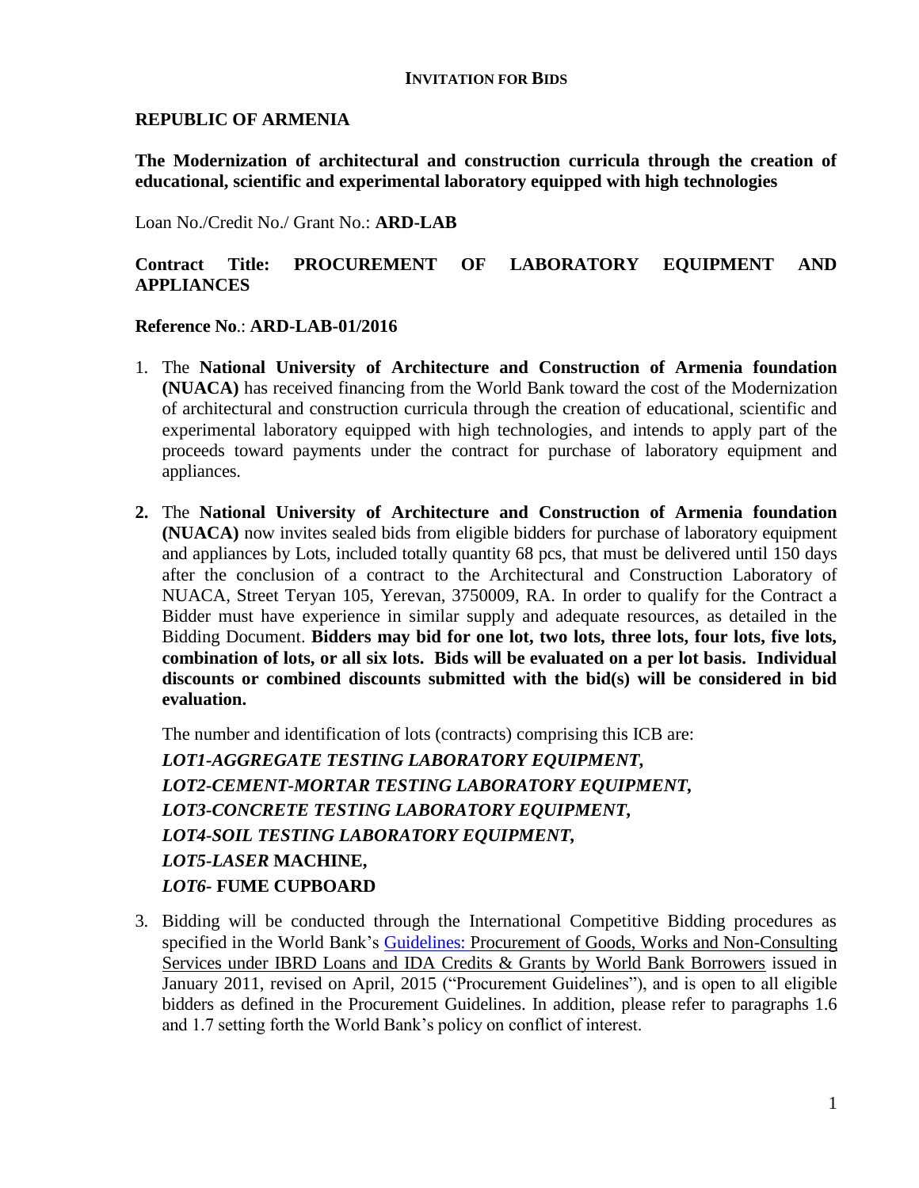**INVITATION FOR BIDS**

**REPUBLIC OF ARMENIA**

**The Modernization of architectural and construction curricula through the creation of educational, scientific and experimental laboratory equipped with high technologies**

Loan No./Credit No./ Grant No.: **ARD-LAB**

**Contract Title: PROCUREMENT OF LABORATORY EQUIPMENT AND APPLIANCES**

**Reference No**.: **ARD-LAB-01/2016**

1. The **National University of Architecture and Construction of Armenia foundation (NUACA)** has received financing from the World Bank toward the cost of the Modernization of architectural and construction curricula through the creation of educational, scientific and experimental laboratory equipped with high technologies, and intends to apply part of the proceeds toward payments under the contract for purchase of laboratory equipment and appliances.

2. The **National University of Architecture and Construction of Armenia foundation (NUACA)** now invites sealed bids from eligible bidders for purchase of laboratory equipment and appliances by Lots, included totally quantity 68 pcs, that must be delivered until 150 days after the conclusion of a contract to the Architectural and Construction Laboratory of NUACA, Street Teryan 105, Yerevan, 3750009, RA. In order to qualify for the Contract a Bidder must have experience in similar supply and adequate resources, as detailed in the Bidding Document. **Bidders may bid for one lot, two lots, three lots, four lots, five lots, combination of lots, or all six lots. Bids will be evaluated on a per lot basis. Individual discounts or combined discounts submitted with the bid(s) will be considered in bid evaluation.**

   The number and identification of lots (contracts) comprising this ICB are:

   ***LOT1-AGGREGATE TESTING LABORATORY EQUIPMENT,***
   ***LOT2-CEMENT-MORTAR TESTING LABORATORY EQUIPMENT,***
   ***LOT3-CONCRETE TESTING LABORATORY EQUIPMENT,***
   ***LOT4-SOIL TESTING LABORATORY EQUIPMENT,***
   ***LOT5-LASER* MACHINE,**
   ***LOT6-* FUME CUPBOARD**

3. Bidding will be conducted through the International Competitive Bidding procedures as specified in the World Bank's Guidelines: Procurement of Goods, Works and Non-Consulting Services under IBRD Loans and IDA Credits & Grants by World Bank Borrowers issued in January 2011, revised on April, 2015 ("Procurement Guidelines"), and is open to all eligible bidders as defined in the Procurement Guidelines. In addition, please refer to paragraphs 1.6 and 1.7 setting forth the World Bank's policy on conflict of interest.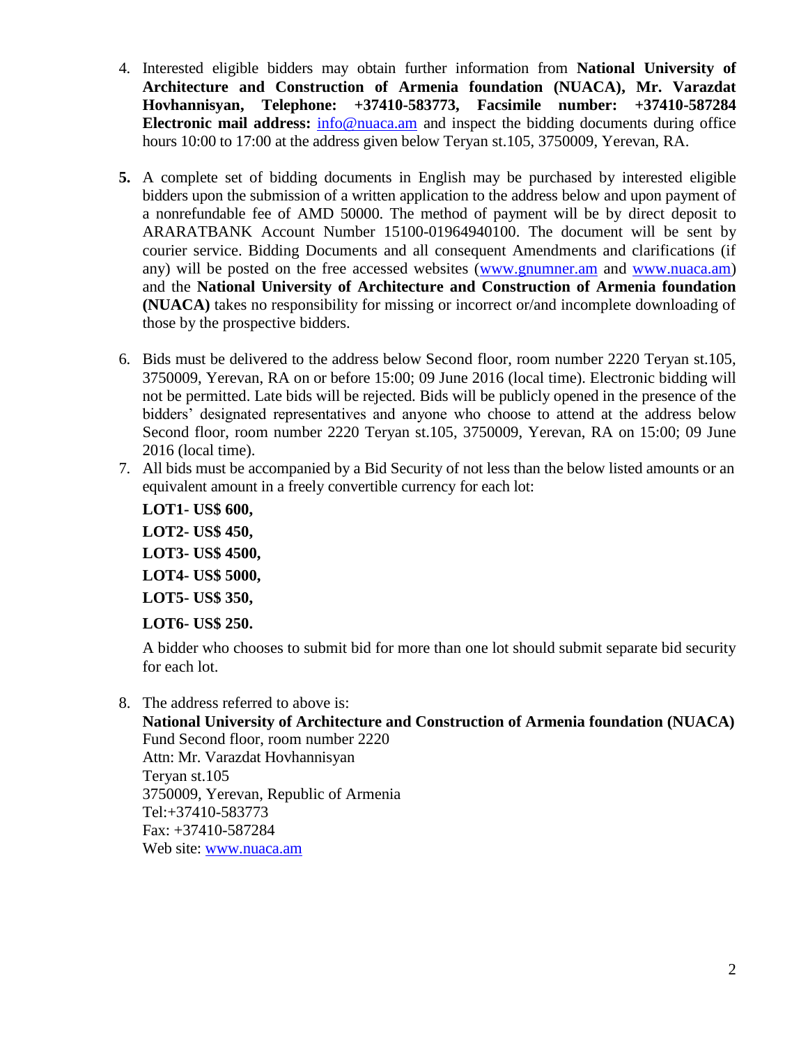4. Interested eligible bidders may obtain further information from **National University of Architecture and Construction of Armenia foundation (NUACA), Mr. Varazdat Hovhannisyan, Telephone: +37410-583773, Facsimile number: +37410-587284 Electronic mail address:** info@nuaca.am and inspect the bidding documents during office hours 10:00 to 17:00 at the address given below Teryan st.105, 3750009, Yerevan, RA.

5. A complete set of bidding documents in English may be purchased by interested eligible bidders upon the submission of a written application to the address below and upon payment of a nonrefundable fee of AMD 50000. The method of payment will be by direct deposit to ARARATBANK Account Number 15100-01964940100. The document will be sent by courier service. Bidding Documents and all consequent Amendments and clarifications (if any) will be posted on the free accessed websites (www.gnumner.am and www.nuaca.am) and the **National University of Architecture and Construction of Armenia foundation (NUACA)** takes no responsibility for missing or incorrect or/and incomplete downloading of those by the prospective bidders.

6. Bids must be delivered to the address below Second floor, room number 2220 Teryan st.105, 3750009, Yerevan, RA on or before 15:00; 09 June 2016 (local time). Electronic bidding will not be permitted. Late bids will be rejected. Bids will be publicly opened in the presence of the bidders' designated representatives and anyone who choose to attend at the address below Second floor, room number 2220 Teryan st.105, 3750009, Yerevan, RA on 15:00; 09 June 2016 (local time).

7. All bids must be accompanied by a Bid Security of not less than the below listed amounts or an equivalent amount in a freely convertible currency for each lot:

   **LOT1- US$ 600,**

   **LOT2- US$ 450,**

   **LOT3- US$ 4500,**

   **LOT4- US$ 5000,**

   **LOT5- US$ 350,**

   **LOT6- US$ 250.**

   A bidder who chooses to submit bid for more than one lot should submit separate bid security for each lot.

8. The address referred to above is:
   **National University of Architecture and Construction of Armenia foundation (NUACA)**
   Fund Second floor, room number 2220
   Attn: Mr. Varazdat Hovhannisyan
   Teryan st.105
   3750009, Yerevan, Republic of Armenia
   Tel:+37410-583773
   Fax: +37410-587284
   Web site: www.nuaca.am